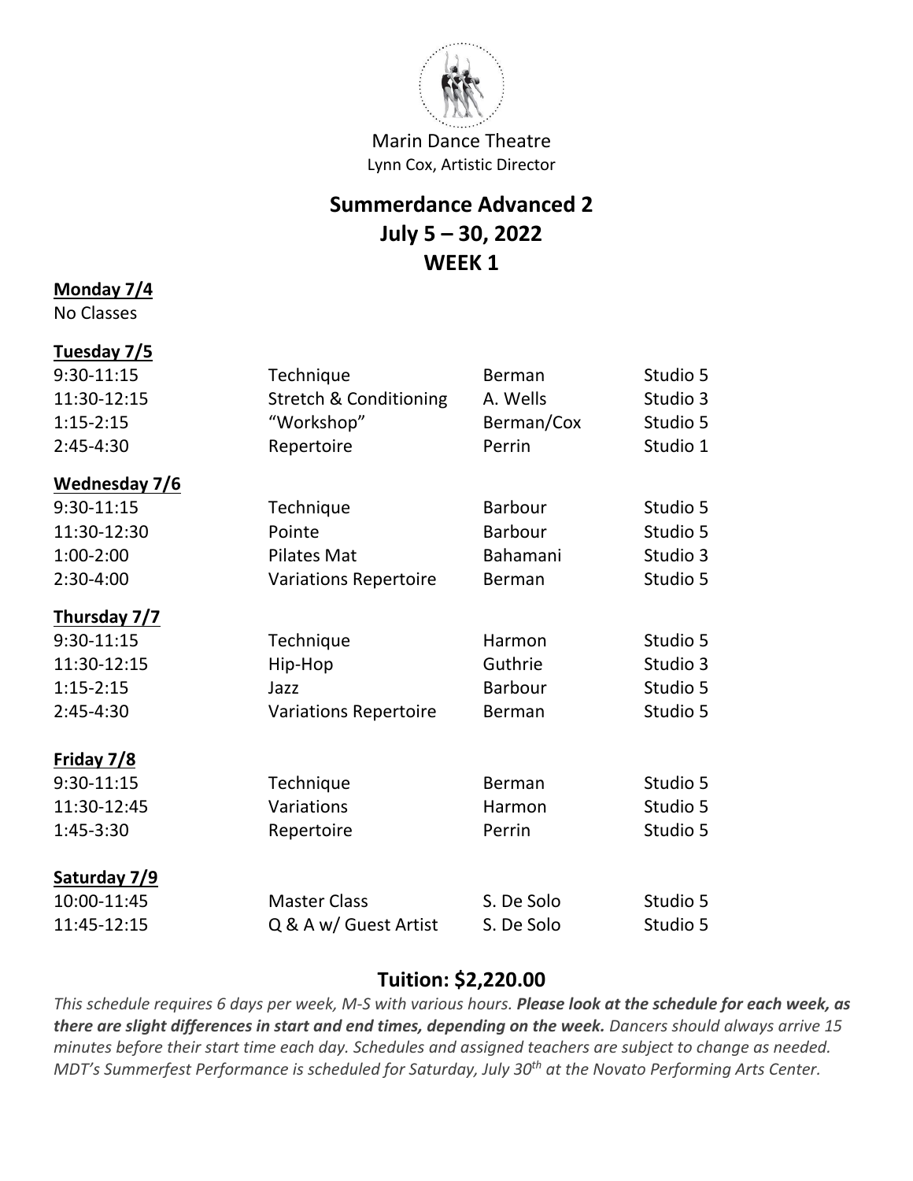Marin Dance Theatre
Lynn Cox, Artistic Director

# Summerdance Advanced 2
## July 5 – 30, 2022
## WEEK 1

**Monday 7/4**
No Classes

**Tuesday 7/5**

| | | | |
|---|---|---|---|
| 9:30-11:15 | Technique | Berman | Studio 5 |
| 11:30-12:15 | Stretch & Conditioning | A. Wells | Studio 3 |
| 1:15-2:15 | "Workshop" | Berman/Cox | Studio 5 |
| 2:45-4:30 | Repertoire | Perrin | Studio 1 |

**Wednesday 7/6**

| | | | |
|---|---|---|---|
| 9:30-11:15 | Technique | Barbour | Studio 5 |
| 11:30-12:30 | Pointe | Barbour | Studio 5 |
| 1:00-2:00 | Pilates Mat | Bahamani | Studio 3 |
| 2:30-4:00 | Variations Repertoire | Berman | Studio 5 |

**Thursday 7/7**

| | | | |
|---|---|---|---|
| 9:30-11:15 | Technique | Harmon | Studio 5 |
| 11:30-12:15 | Hip-Hop | Guthrie | Studio 3 |
| 1:15-2:15 | Jazz | Barbour | Studio 5 |
| 2:45-4:30 | Variations Repertoire | Berman | Studio 5 |

**Friday 7/8**

| | | | |
|---|---|---|---|
| 9:30-11:15 | Technique | Berman | Studio 5 |
| 11:30-12:45 | Variations | Harmon | Studio 5 |
| 1:45-3:30 | Repertoire | Perrin | Studio 5 |

**Saturday 7/9**

| | | | |
|---|---|---|---|
| 10:00-11:45 | Master Class | S. De Solo | Studio 5 |
| 11:45-12:15 | Q & A w/ Guest Artist | S. De Solo | Studio 5 |

## Tuition: $2,220.00

*This schedule requires 6 days per week, M-S with various hours.* ***Please look at the schedule for each week, as there are slight differences in start and end times, depending on the week.*** *Dancers should always arrive 15 minutes before their start time each day. Schedules and assigned teachers are subject to change as needed. MDT's Summerfest Performance is scheduled for Saturday, July 30th at the Novato Performing Arts Center.*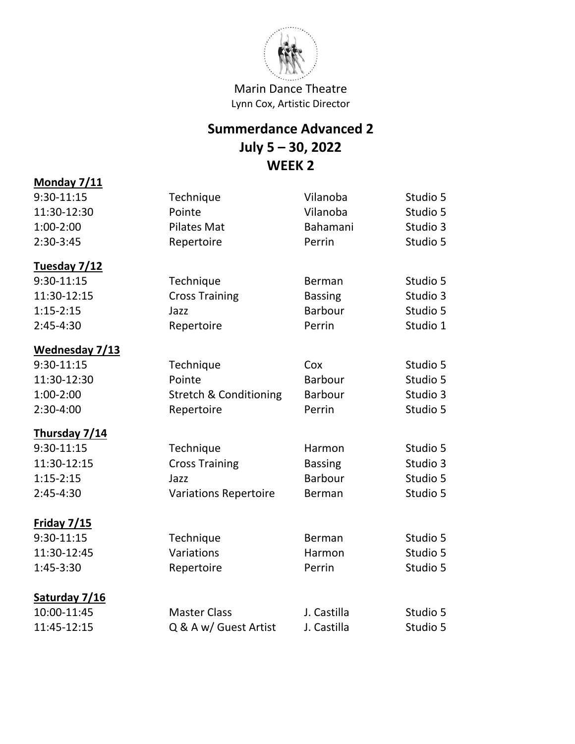Marin Dance Theatre
Lynn Cox, Artistic Director

# Summerdance Advanced 2
## July 5 – 30, 2022
## WEEK 2

**Monday 7/11**

| | | | |
|---|---|---|---|
| 9:30-11:15 | Technique | Vilanoba | Studio 5 |
| 11:30-12:30 | Pointe | Vilanoba | Studio 5 |
| 1:00-2:00 | Pilates Mat | Bahamani | Studio 3 |
| 2:30-3:45 | Repertoire | Perrin | Studio 5 |

**Tuesday 7/12**

| | | | |
|---|---|---|---|
| 9:30-11:15 | Technique | Berman | Studio 5 |
| 11:30-12:15 | Cross Training | Bassing | Studio 3 |
| 1:15-2:15 | Jazz | Barbour | Studio 5 |
| 2:45-4:30 | Repertoire | Perrin | Studio 1 |

**Wednesday 7/13**

| | | | |
|---|---|---|---|
| 9:30-11:15 | Technique | Cox | Studio 5 |
| 11:30-12:30 | Pointe | Barbour | Studio 5 |
| 1:00-2:00 | Stretch & Conditioning | Barbour | Studio 3 |
| 2:30-4:00 | Repertoire | Perrin | Studio 5 |

**Thursday 7/14**

| | | | |
|---|---|---|---|
| 9:30-11:15 | Technique | Harmon | Studio 5 |
| 11:30-12:15 | Cross Training | Bassing | Studio 3 |
| 1:15-2:15 | Jazz | Barbour | Studio 5 |
| 2:45-4:30 | Variations Repertoire | Berman | Studio 5 |

**Friday 7/15**

| | | | |
|---|---|---|---|
| 9:30-11:15 | Technique | Berman | Studio 5 |
| 11:30-12:45 | Variations | Harmon | Studio 5 |
| 1:45-3:30 | Repertoire | Perrin | Studio 5 |

**Saturday 7/16**

| | | | |
|---|---|---|---|
| 10:00-11:45 | Master Class | J. Castilla | Studio 5 |
| 11:45-12:15 | Q & A w/ Guest Artist | J. Castilla | Studio 5 |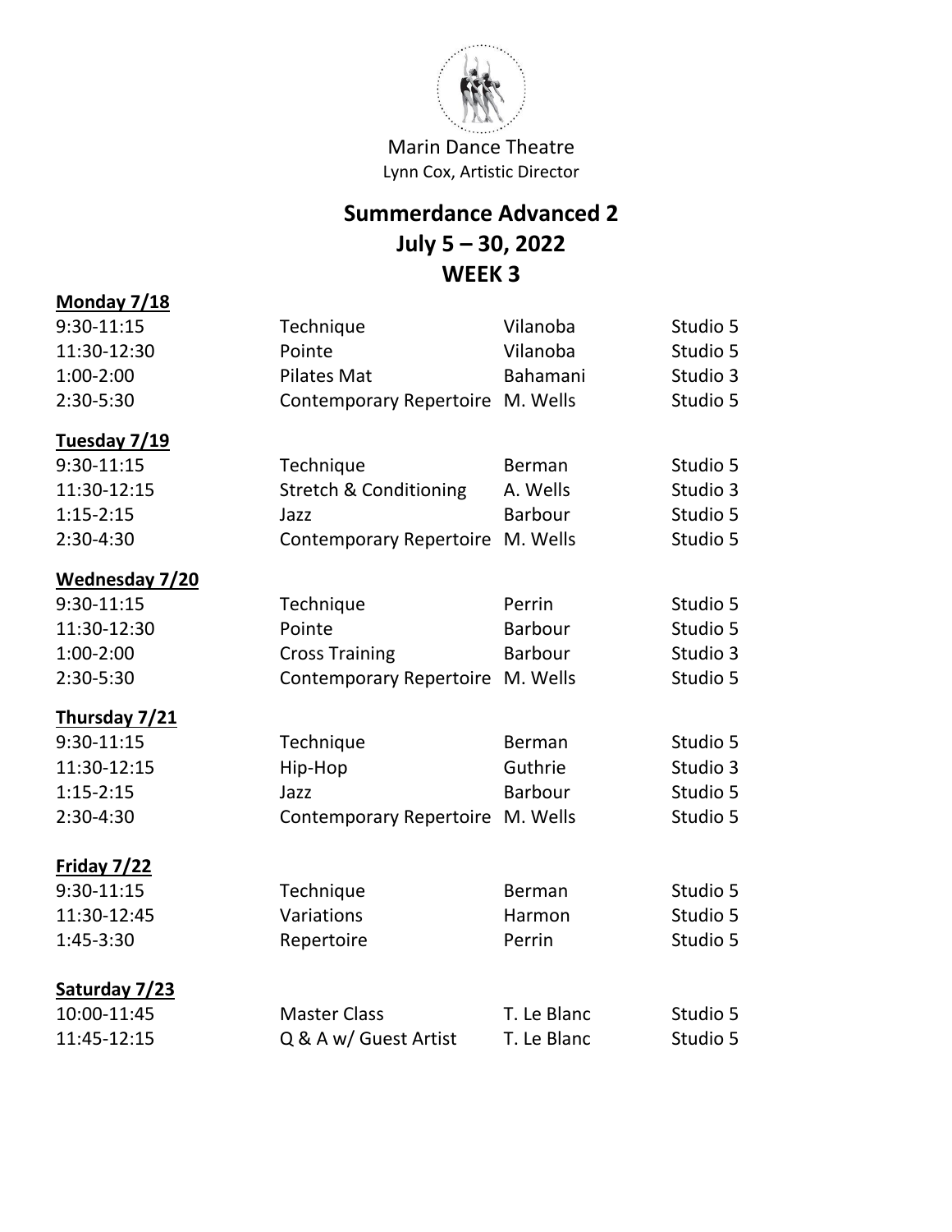Marin Dance Theatre
Lynn Cox, Artistic Director

# Summerdance Advanced 2
## July 5 – 30, 2022
## WEEK 3

**Monday 7/18**

| | | | |
|---|---|---|---|
| 9:30-11:15 | Technique | Vilanoba | Studio 5 |
| 11:30-12:30 | Pointe | Vilanoba | Studio 5 |
| 1:00-2:00 | Pilates Mat | Bahamani | Studio 3 |
| 2:30-5:30 | Contemporary Repertoire | M. Wells | Studio 5 |

**Tuesday 7/19**

| | | | |
|---|---|---|---|
| 9:30-11:15 | Technique | Berman | Studio 5 |
| 11:30-12:15 | Stretch & Conditioning | A. Wells | Studio 3 |
| 1:15-2:15 | Jazz | Barbour | Studio 5 |
| 2:30-4:30 | Contemporary Repertoire | M. Wells | Studio 5 |

**Wednesday 7/20**

| | | | |
|---|---|---|---|
| 9:30-11:15 | Technique | Perrin | Studio 5 |
| 11:30-12:30 | Pointe | Barbour | Studio 5 |
| 1:00-2:00 | Cross Training | Barbour | Studio 3 |
| 2:30-5:30 | Contemporary Repertoire | M. Wells | Studio 5 |

**Thursday 7/21**

| | | | |
|---|---|---|---|
| 9:30-11:15 | Technique | Berman | Studio 5 |
| 11:30-12:15 | Hip-Hop | Guthrie | Studio 3 |
| 1:15-2:15 | Jazz | Barbour | Studio 5 |
| 2:30-4:30 | Contemporary Repertoire | M. Wells | Studio 5 |

**Friday 7/22**

| | | | |
|---|---|---|---|
| 9:30-11:15 | Technique | Berman | Studio 5 |
| 11:30-12:45 | Variations | Harmon | Studio 5 |
| 1:45-3:30 | Repertoire | Perrin | Studio 5 |

**Saturday 7/23**

| | | | |
|---|---|---|---|
| 10:00-11:45 | Master Class | T. Le Blanc | Studio 5 |
| 11:45-12:15 | Q & A w/ Guest Artist | T. Le Blanc | Studio 5 |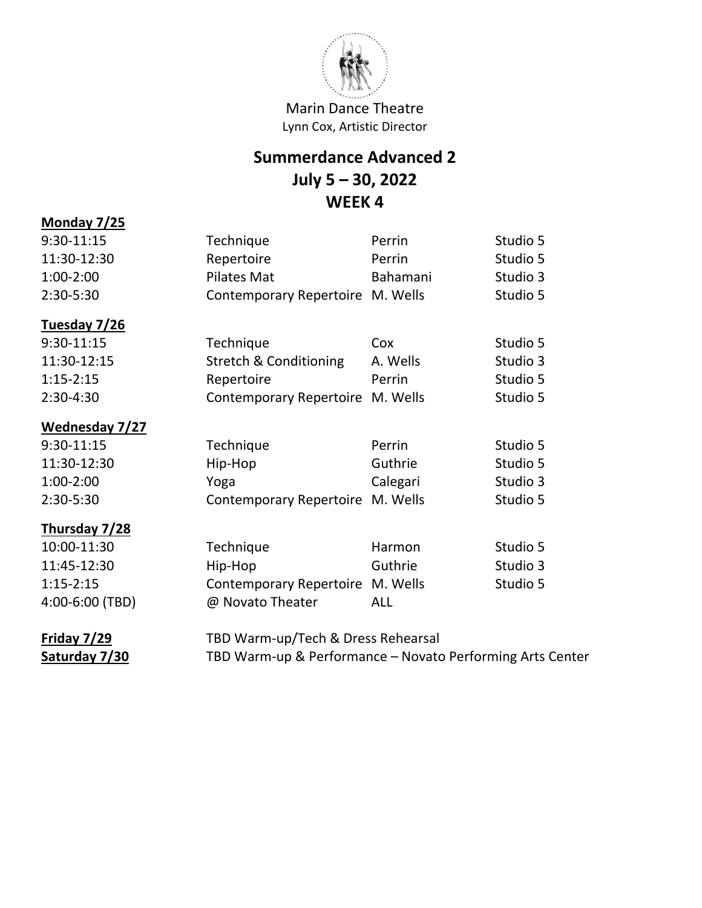Marin Dance Theatre

Lynn Cox, Artistic Director

# Summerdance Advanced 2
## July 5 – 30, 2022
## WEEK 4

**Monday 7/25**

| | | | |
|---|---|---|---|
| 9:30-11:15 | Technique | Perrin | Studio 5 |
| 11:30-12:30 | Repertoire | Perrin | Studio 5 |
| 1:00-2:00 | Pilates Mat | Bahamani | Studio 3 |
| 2:30-5:30 | Contemporary Repertoire | M. Wells | Studio 5 |

**Tuesday 7/26**

| | | | |
|---|---|---|---|
| 9:30-11:15 | Technique | Cox | Studio 5 |
| 11:30-12:15 | Stretch & Conditioning | A. Wells | Studio 3 |
| 1:15-2:15 | Repertoire | Perrin | Studio 5 |
| 2:30-4:30 | Contemporary Repertoire | M. Wells | Studio 5 |

**Wednesday 7/27**

| | | | |
|---|---|---|---|
| 9:30-11:15 | Technique | Perrin | Studio 5 |
| 11:30-12:30 | Hip-Hop | Guthrie | Studio 5 |
| 1:00-2:00 | Yoga | Calegari | Studio 3 |
| 2:30-5:30 | Contemporary Repertoire | M. Wells | Studio 5 |

**Thursday 7/28**

| | | | |
|---|---|---|---|
| 10:00-11:30 | Technique | Harmon | Studio 5 |
| 11:45-12:30 | Hip-Hop | Guthrie | Studio 3 |
| 1:15-2:15 | Contemporary Repertoire | M. Wells | Studio 5 |
| 4:00-6:00 (TBD) | @ Novato Theater | ALL | |

**Friday 7/29** TBD Warm-up/Tech & Dress Rehearsal

**Saturday 7/30** TBD Warm-up & Performance – Novato Performing Arts Center